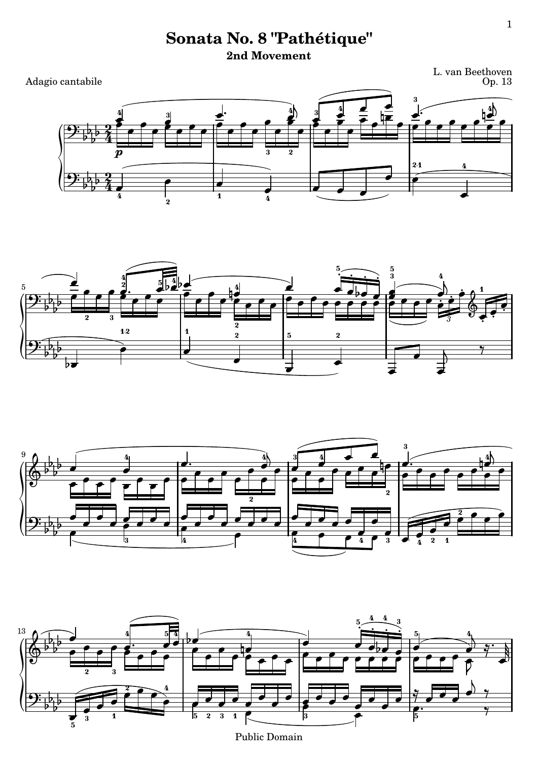# Sonata No. 8 "Pathétique"

## 2nd Movement

L. van Beethoven
Op. 13

Adagio cantabile

Public Domain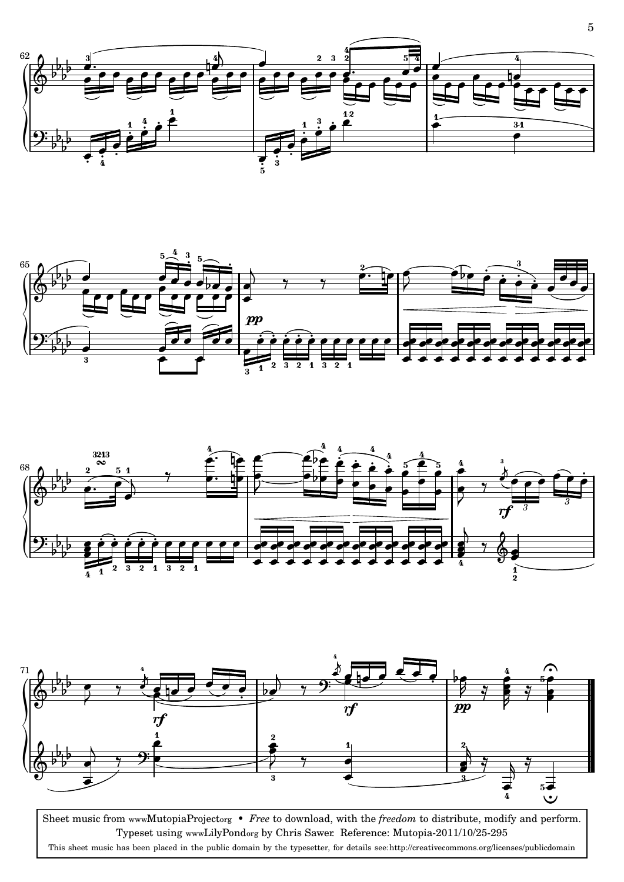Sheet music from www.MutopiaProject.org • *Free* to download, with the *freedom* to distribute, modify and perform.
Typeset using www.LilyPond.org by Chris Sawer. Reference: Mutopia-2011/10/25-295
This sheet music has been placed in the public domain by the typesetter, for details see: http://creativecommons.org/licenses/publicdomain